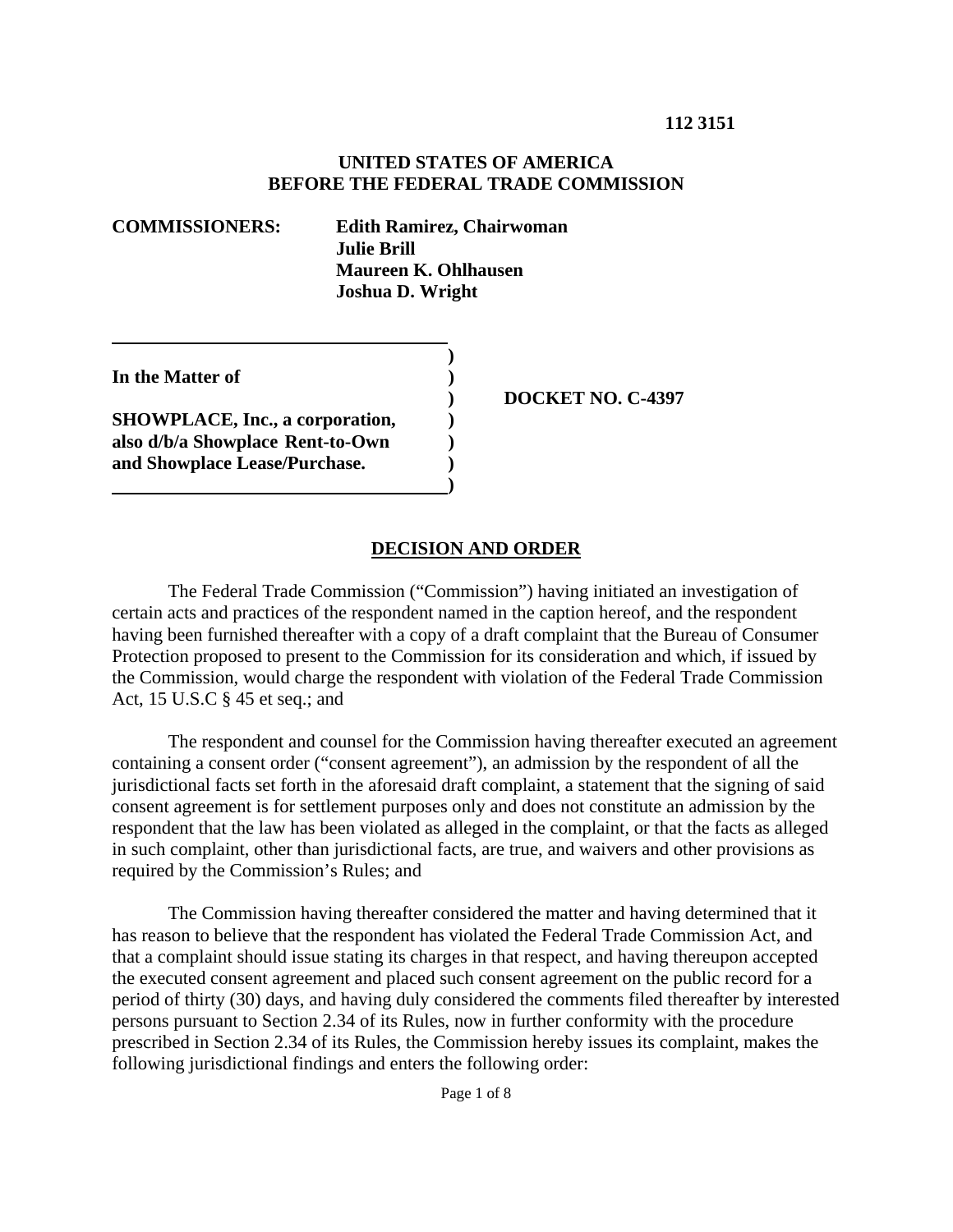**112 3151**

**UNITED STATES OF AMERICA**
**BEFORE THE FEDERAL TRADE COMMISSION**

**COMMISSIONERS:** **Edith Ramirez, Chairwoman**
**Julie Brill**
**Maureen K. Ohlhausen**
**Joshua D. Wright**

| | | |
|---|---|---|
| **In the Matter of** | ) | |
| | ) | **DOCKET NO. C-4397** |
| **SHOWPLACE, Inc., a corporation, also d/b/a Showplace Rent-to-Own and Showplace Lease/Purchase.** | ) | |

## DECISION AND ORDER

The Federal Trade Commission ("Commission") having initiated an investigation of certain acts and practices of the respondent named in the caption hereof, and the respondent having been furnished thereafter with a copy of a draft complaint that the Bureau of Consumer Protection proposed to present to the Commission for its consideration and which, if issued by the Commission, would charge the respondent with violation of the Federal Trade Commission Act, 15 U.S.C § 45 et seq.; and

The respondent and counsel for the Commission having thereafter executed an agreement containing a consent order ("consent agreement"), an admission by the respondent of all the jurisdictional facts set forth in the aforesaid draft complaint, a statement that the signing of said consent agreement is for settlement purposes only and does not constitute an admission by the respondent that the law has been violated as alleged in the complaint, or that the facts as alleged in such complaint, other than jurisdictional facts, are true, and waivers and other provisions as required by the Commission's Rules; and

The Commission having thereafter considered the matter and having determined that it has reason to believe that the respondent has violated the Federal Trade Commission Act, and that a complaint should issue stating its charges in that respect, and having thereupon accepted the executed consent agreement and placed such consent agreement on the public record for a period of thirty (30) days, and having duly considered the comments filed thereafter by interested persons pursuant to Section 2.34 of its Rules, now in further conformity with the procedure prescribed in Section 2.34 of its Rules, the Commission hereby issues its complaint, makes the following jurisdictional findings and enters the following order: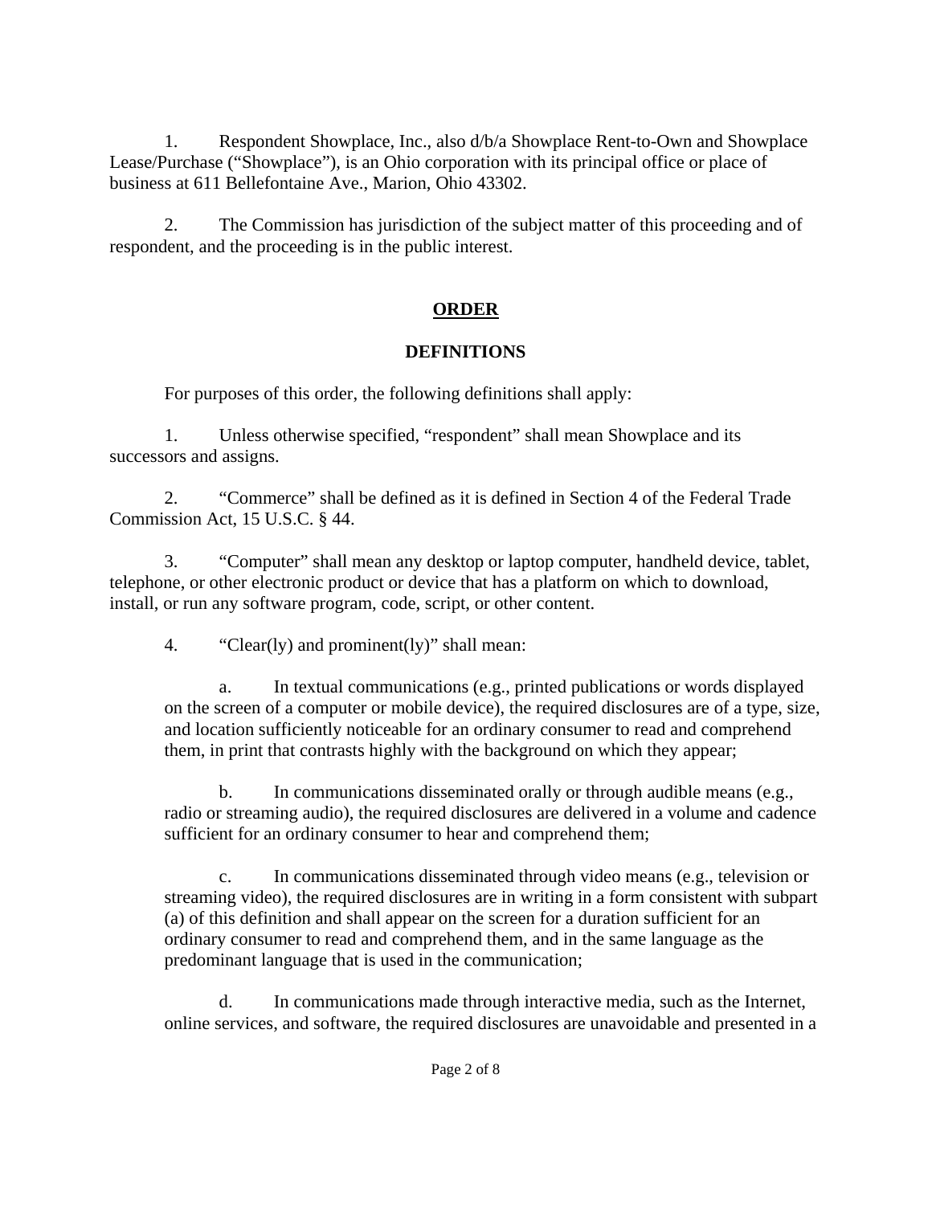1. Respondent Showplace, Inc., also d/b/a Showplace Rent-to-Own and Showplace Lease/Purchase ("Showplace"), is an Ohio corporation with its principal office or place of business at 611 Bellefontaine Ave., Marion, Ohio 43302.

2. The Commission has jurisdiction of the subject matter of this proceeding and of respondent, and the proceeding is in the public interest.

## ORDER

### DEFINITIONS

For purposes of this order, the following definitions shall apply:

1. Unless otherwise specified, "respondent" shall mean Showplace and its successors and assigns.

2. "Commerce" shall be defined as it is defined in Section 4 of the Federal Trade Commission Act, 15 U.S.C. § 44.

3. "Computer" shall mean any desktop or laptop computer, handheld device, tablet, telephone, or other electronic product or device that has a platform on which to download, install, or run any software program, code, script, or other content.

4. "Clear(ly) and prominent(ly)" shall mean:

   a. In textual communications (e.g., printed publications or words displayed on the screen of a computer or mobile device), the required disclosures are of a type, size, and location sufficiently noticeable for an ordinary consumer to read and comprehend them, in print that contrasts highly with the background on which they appear;

   b. In communications disseminated orally or through audible means (e.g., radio or streaming audio), the required disclosures are delivered in a volume and cadence sufficient for an ordinary consumer to hear and comprehend them;

   c. In communications disseminated through video means (e.g., television or streaming video), the required disclosures are in writing in a form consistent with subpart (a) of this definition and shall appear on the screen for a duration sufficient for an ordinary consumer to read and comprehend them, and in the same language as the predominant language that is used in the communication;

   d. In communications made through interactive media, such as the Internet, online services, and software, the required disclosures are unavoidable and presented in a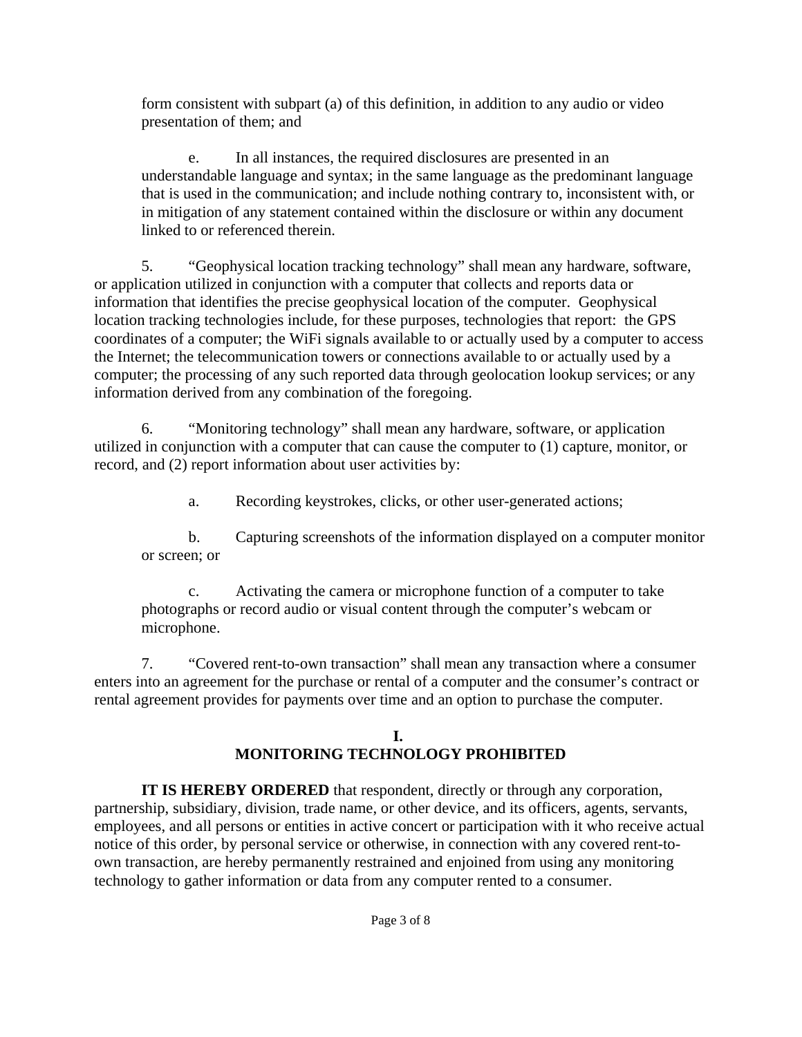form consistent with subpart (a) of this definition, in addition to any audio or video presentation of them; and

e. In all instances, the required disclosures are presented in an understandable language and syntax; in the same language as the predominant language that is used in the communication; and include nothing contrary to, inconsistent with, or in mitigation of any statement contained within the disclosure or within any document linked to or referenced therein.

5. "Geophysical location tracking technology" shall mean any hardware, software, or application utilized in conjunction with a computer that collects and reports data or information that identifies the precise geophysical location of the computer. Geophysical location tracking technologies include, for these purposes, technologies that report: the GPS coordinates of a computer; the WiFi signals available to or actually used by a computer to access the Internet; the telecommunication towers or connections available to or actually used by a computer; the processing of any such reported data through geolocation lookup services; or any information derived from any combination of the foregoing.

6. "Monitoring technology" shall mean any hardware, software, or application utilized in conjunction with a computer that can cause the computer to (1) capture, monitor, or record, and (2) report information about user activities by:

a. Recording keystrokes, clicks, or other user-generated actions;

b. Capturing screenshots of the information displayed on a computer monitor or screen; or

c. Activating the camera or microphone function of a computer to take photographs or record audio or visual content through the computer's webcam or microphone.

7. "Covered rent-to-own transaction" shall mean any transaction where a consumer enters into an agreement for the purchase or rental of a computer and the consumer's contract or rental agreement provides for payments over time and an option to purchase the computer.

## I.
## MONITORING TECHNOLOGY PROHIBITED

**IT IS HEREBY ORDERED** that respondent, directly or through any corporation, partnership, subsidiary, division, trade name, or other device, and its officers, agents, servants, employees, and all persons or entities in active concert or participation with it who receive actual notice of this order, by personal service or otherwise, in connection with any covered rent-to-own transaction, are hereby permanently restrained and enjoined from using any monitoring technology to gather information or data from any computer rented to a consumer.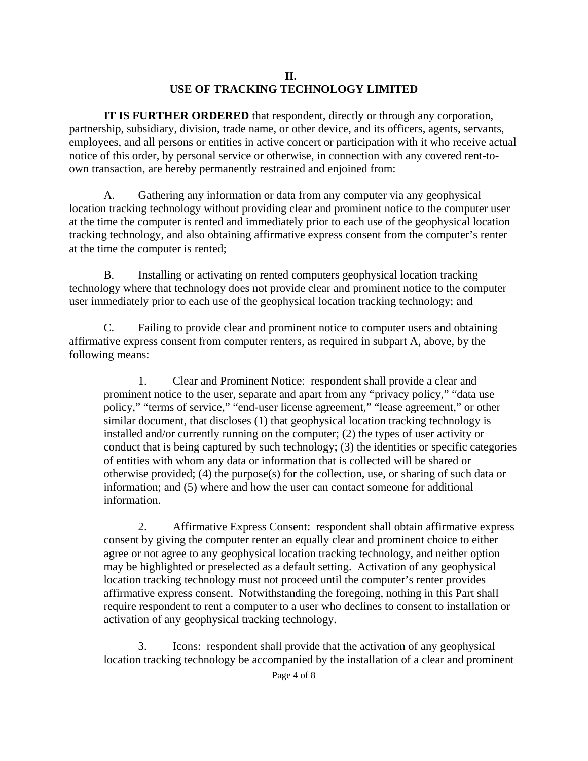## II.
## USE OF TRACKING TECHNOLOGY LIMITED

**IT IS FURTHER ORDERED** that respondent, directly or through any corporation, partnership, subsidiary, division, trade name, or other device, and its officers, agents, servants, employees, and all persons or entities in active concert or participation with it who receive actual notice of this order, by personal service or otherwise, in connection with any covered rent-to-own transaction, are hereby permanently restrained and enjoined from:

A. Gathering any information or data from any computer via any geophysical location tracking technology without providing clear and prominent notice to the computer user at the time the computer is rented and immediately prior to each use of the geophysical location tracking technology, and also obtaining affirmative express consent from the computer's renter at the time the computer is rented;

B. Installing or activating on rented computers geophysical location tracking technology where that technology does not provide clear and prominent notice to the computer user immediately prior to each use of the geophysical location tracking technology; and

C. Failing to provide clear and prominent notice to computer users and obtaining affirmative express consent from computer renters, as required in subpart A, above, by the following means:

1. Clear and Prominent Notice: respondent shall provide a clear and prominent notice to the user, separate and apart from any "privacy policy," "data use policy," "terms of service," "end-user license agreement," "lease agreement," or other similar document, that discloses (1) that geophysical location tracking technology is installed and/or currently running on the computer; (2) the types of user activity or conduct that is being captured by such technology; (3) the identities or specific categories of entities with whom any data or information that is collected will be shared or otherwise provided; (4) the purpose(s) for the collection, use, or sharing of such data or information; and (5) where and how the user can contact someone for additional information.

2. Affirmative Express Consent: respondent shall obtain affirmative express consent by giving the computer renter an equally clear and prominent choice to either agree or not agree to any geophysical location tracking technology, and neither option may be highlighted or preselected as a default setting. Activation of any geophysical location tracking technology must not proceed until the computer's renter provides affirmative express consent. Notwithstanding the foregoing, nothing in this Part shall require respondent to rent a computer to a user who declines to consent to installation or activation of any geophysical tracking technology.

3. Icons: respondent shall provide that the activation of any geophysical location tracking technology be accompanied by the installation of a clear and prominent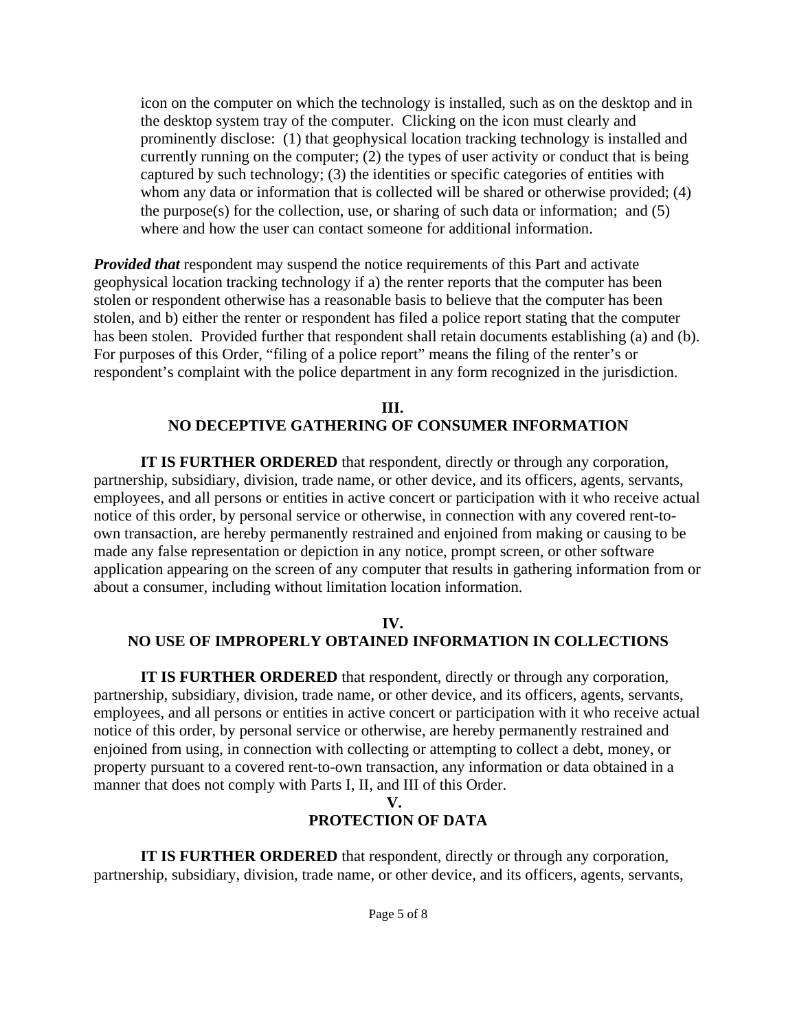icon on the computer on which the technology is installed, such as on the desktop and in the desktop system tray of the computer. Clicking on the icon must clearly and prominently disclose: (1) that geophysical location tracking technology is installed and currently running on the computer; (2) the types of user activity or conduct that is being captured by such technology; (3) the identities or specific categories of entities with whom any data or information that is collected will be shared or otherwise provided; (4) the purpose(s) for the collection, use, or sharing of such data or information; and (5) where and how the user can contact someone for additional information.

***Provided that*** respondent may suspend the notice requirements of this Part and activate geophysical location tracking technology if a) the renter reports that the computer has been stolen or respondent otherwise has a reasonable basis to believe that the computer has been stolen, and b) either the renter or respondent has filed a police report stating that the computer has been stolen. Provided further that respondent shall retain documents establishing (a) and (b). For purposes of this Order, "filing of a police report" means the filing of the renter's or respondent's complaint with the police department in any form recognized in the jurisdiction.

## III. NO DECEPTIVE GATHERING OF CONSUMER INFORMATION

**IT IS FURTHER ORDERED** that respondent, directly or through any corporation, partnership, subsidiary, division, trade name, or other device, and its officers, agents, servants, employees, and all persons or entities in active concert or participation with it who receive actual notice of this order, by personal service or otherwise, in connection with any covered rent-to-own transaction, are hereby permanently restrained and enjoined from making or causing to be made any false representation or depiction in any notice, prompt screen, or other software application appearing on the screen of any computer that results in gathering information from or about a consumer, including without limitation location information.

## IV. NO USE OF IMPROPERLY OBTAINED INFORMATION IN COLLECTIONS

**IT IS FURTHER ORDERED** that respondent, directly or through any corporation, partnership, subsidiary, division, trade name, or other device, and its officers, agents, servants, employees, and all persons or entities in active concert or participation with it who receive actual notice of this order, by personal service or otherwise, are hereby permanently restrained and enjoined from using, in connection with collecting or attempting to collect a debt, money, or property pursuant to a covered rent-to-own transaction, any information or data obtained in a manner that does not comply with Parts I, II, and III of this Order.

## V. PROTECTION OF DATA

**IT IS FURTHER ORDERED** that respondent, directly or through any corporation, partnership, subsidiary, division, trade name, or other device, and its officers, agents, servants,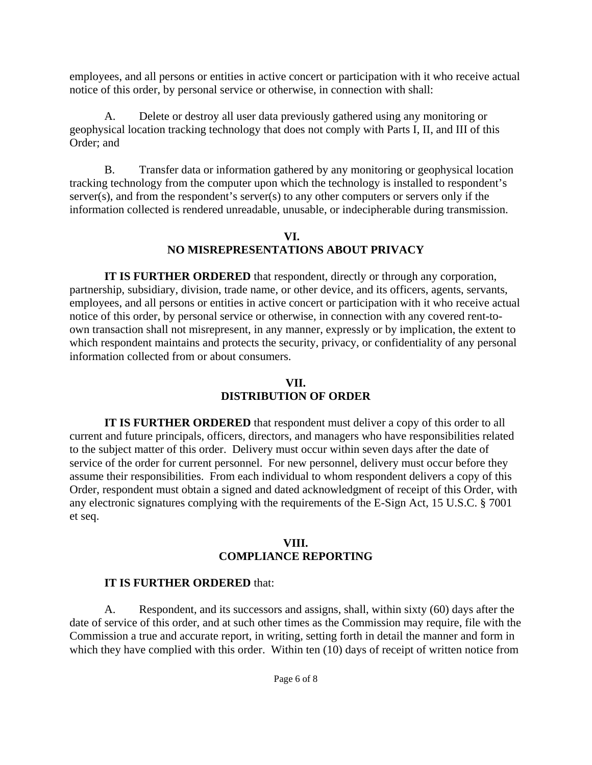employees, and all persons or entities in active concert or participation with it who receive actual notice of this order, by personal service or otherwise, in connection with shall:

A. Delete or destroy all user data previously gathered using any monitoring or geophysical location tracking technology that does not comply with Parts I, II, and III of this Order; and

B. Transfer data or information gathered by any monitoring or geophysical location tracking technology from the computer upon which the technology is installed to respondent's server(s), and from the respondent's server(s) to any other computers or servers only if the information collected is rendered unreadable, unusable, or indecipherable during transmission.

## VI.
## NO MISREPRESENTATIONS ABOUT PRIVACY

**IT IS FURTHER ORDERED** that respondent, directly or through any corporation, partnership, subsidiary, division, trade name, or other device, and its officers, agents, servants, employees, and all persons or entities in active concert or participation with it who receive actual notice of this order, by personal service or otherwise, in connection with any covered rent-to-own transaction shall not misrepresent, in any manner, expressly or by implication, the extent to which respondent maintains and protects the security, privacy, or confidentiality of any personal information collected from or about consumers.

## VII.
## DISTRIBUTION OF ORDER

**IT IS FURTHER ORDERED** that respondent must deliver a copy of this order to all current and future principals, officers, directors, and managers who have responsibilities related to the subject matter of this order. Delivery must occur within seven days after the date of service of the order for current personnel. For new personnel, delivery must occur before they assume their responsibilities. From each individual to whom respondent delivers a copy of this Order, respondent must obtain a signed and dated acknowledgment of receipt of this Order, with any electronic signatures complying with the requirements of the E-Sign Act, 15 U.S.C. § 7001 et seq.

## VIII.
## COMPLIANCE REPORTING

**IT IS FURTHER ORDERED** that:

A. Respondent, and its successors and assigns, shall, within sixty (60) days after the date of service of this order, and at such other times as the Commission may require, file with the Commission a true and accurate report, in writing, setting forth in detail the manner and form in which they have complied with this order. Within ten (10) days of receipt of written notice from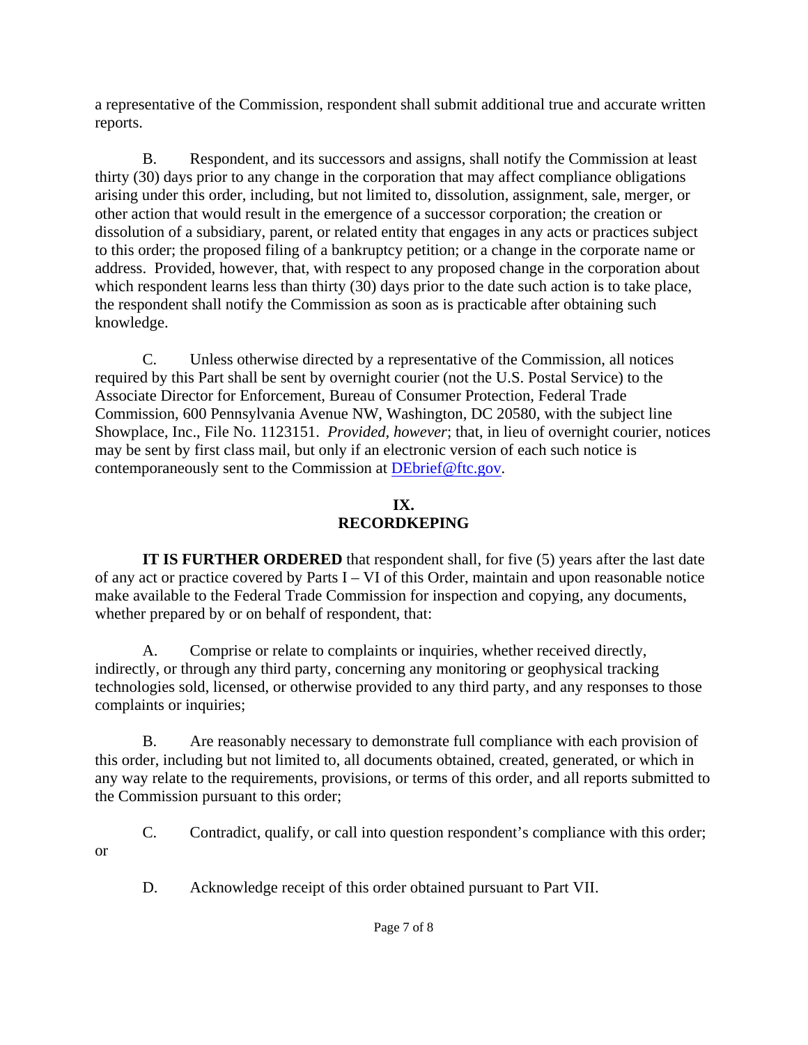a representative of the Commission, respondent shall submit additional true and accurate written reports.

B. Respondent, and its successors and assigns, shall notify the Commission at least thirty (30) days prior to any change in the corporation that may affect compliance obligations arising under this order, including, but not limited to, dissolution, assignment, sale, merger, or other action that would result in the emergence of a successor corporation; the creation or dissolution of a subsidiary, parent, or related entity that engages in any acts or practices subject to this order; the proposed filing of a bankruptcy petition; or a change in the corporate name or address. Provided, however, that, with respect to any proposed change in the corporation about which respondent learns less than thirty (30) days prior to the date such action is to take place, the respondent shall notify the Commission as soon as is practicable after obtaining such knowledge.

C. Unless otherwise directed by a representative of the Commission, all notices required by this Part shall be sent by overnight courier (not the U.S. Postal Service) to the Associate Director for Enforcement, Bureau of Consumer Protection, Federal Trade Commission, 600 Pennsylvania Avenue NW, Washington, DC 20580, with the subject line Showplace, Inc., File No. 1123151. *Provided, however*; that, in lieu of overnight courier, notices may be sent by first class mail, but only if an electronic version of each such notice is contemporaneously sent to the Commission at DEbrief@ftc.gov.

## IX.
## RECORDKEPING

**IT IS FURTHER ORDERED** that respondent shall, for five (5) years after the last date of any act or practice covered by Parts I – VI of this Order, maintain and upon reasonable notice make available to the Federal Trade Commission for inspection and copying, any documents, whether prepared by or on behalf of respondent, that:

A. Comprise or relate to complaints or inquiries, whether received directly, indirectly, or through any third party, concerning any monitoring or geophysical tracking technologies sold, licensed, or otherwise provided to any third party, and any responses to those complaints or inquiries;

B. Are reasonably necessary to demonstrate full compliance with each provision of this order, including but not limited to, all documents obtained, created, generated, or which in any way relate to the requirements, provisions, or terms of this order, and all reports submitted to the Commission pursuant to this order;

C. Contradict, qualify, or call into question respondent's compliance with this order; or

D. Acknowledge receipt of this order obtained pursuant to Part VII.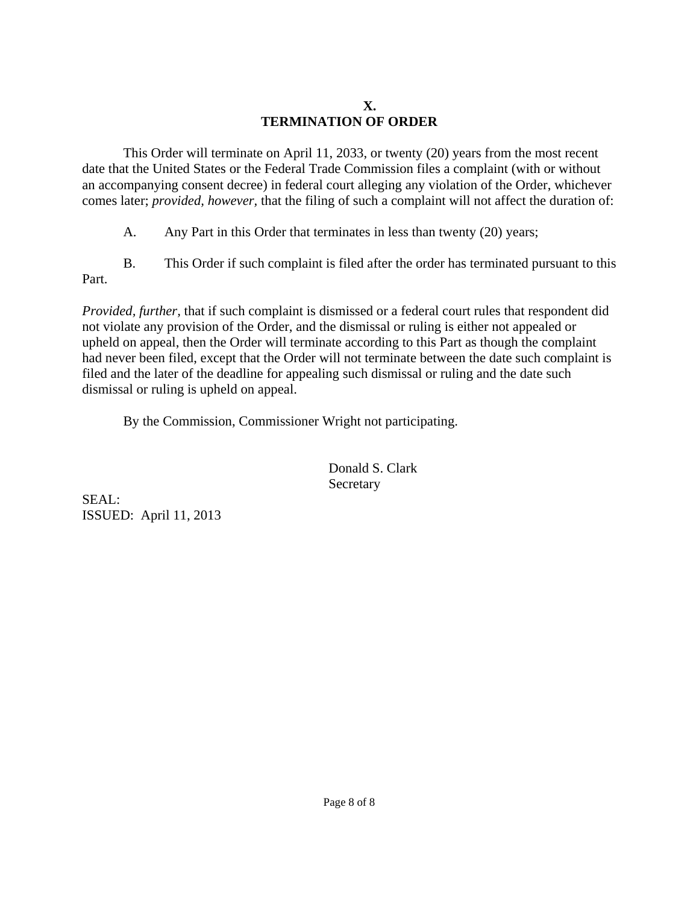## X.
## TERMINATION OF ORDER

This Order will terminate on April 11, 2033, or twenty (20) years from the most recent date that the United States or the Federal Trade Commission files a complaint (with or without an accompanying consent decree) in federal court alleging any violation of the Order, whichever comes later; *provided, however,* that the filing of such a complaint will not affect the duration of:

A. Any Part in this Order that terminates in less than twenty (20) years;

B. This Order if such complaint is filed after the order has terminated pursuant to this Part.

*Provided, further,* that if such complaint is dismissed or a federal court rules that respondent did not violate any provision of the Order, and the dismissal or ruling is either not appealed or upheld on appeal, then the Order will terminate according to this Part as though the complaint had never been filed, except that the Order will not terminate between the date such complaint is filed and the later of the deadline for appealing such dismissal or ruling and the date such dismissal or ruling is upheld on appeal.

By the Commission, Commissioner Wright not participating.

Donald S. Clark
Secretary

SEAL:
ISSUED: April 11, 2013